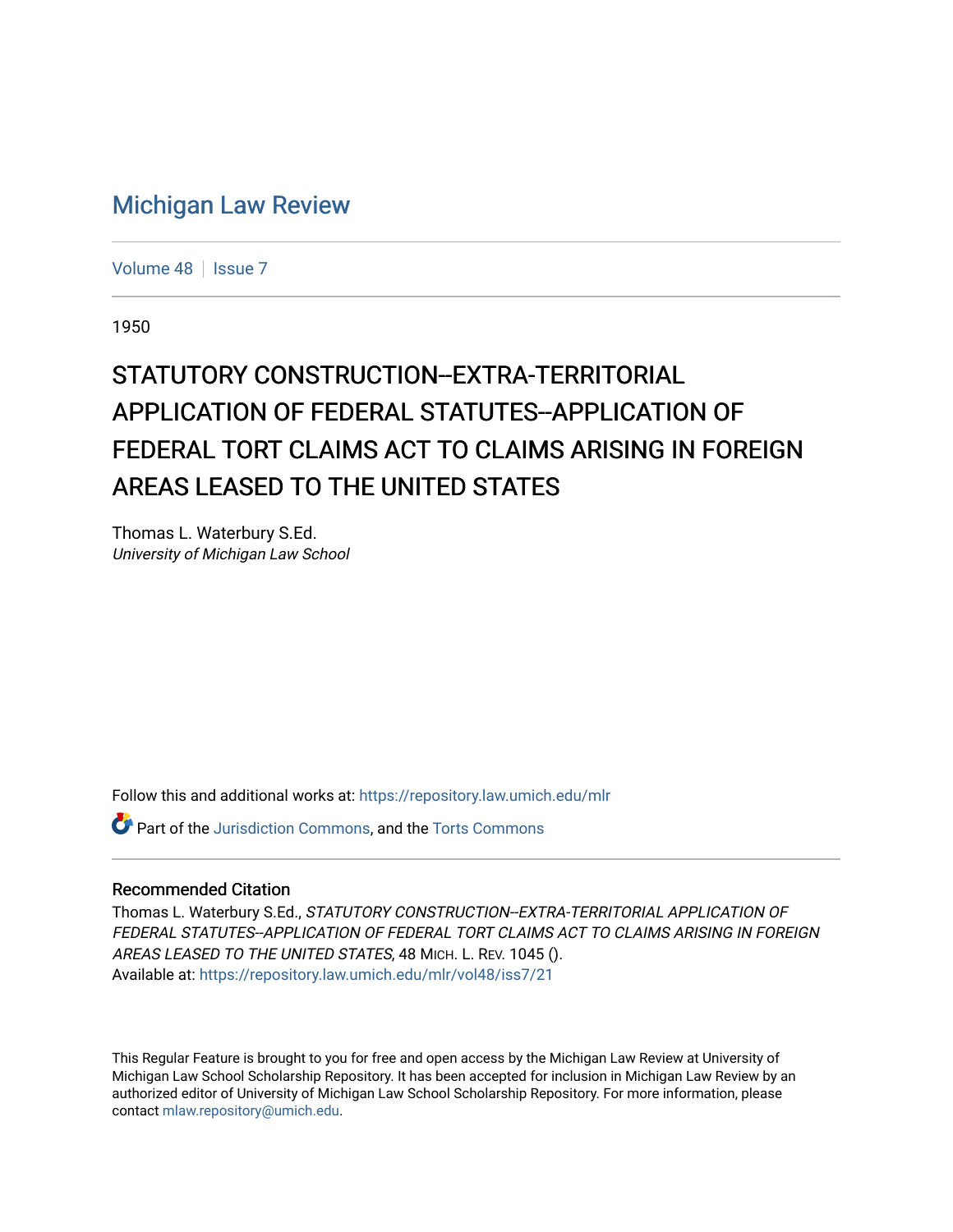# Michigan Law Review

Volume 48 | Issue 7

1950

## STATUTORY CONSTRUCTION--EXTRA-TERRITORIAL APPLICATION OF FEDERAL STATUTES--APPLICATION OF FEDERAL TORT CLAIMS ACT TO CLAIMS ARISING IN FOREIGN AREAS LEASED TO THE UNITED STATES

Thomas L. Waterbury S.Ed.
*University of Michigan Law School*

Follow this and additional works at: https://repository.law.umich.edu/mlr

Part of the Jurisdiction Commons, and the Torts Commons

### Recommended Citation

Thomas L. Waterbury S.Ed., *STATUTORY CONSTRUCTION--EXTRA-TERRITORIAL APPLICATION OF FEDERAL STATUTES--APPLICATION OF FEDERAL TORT CLAIMS ACT TO CLAIMS ARISING IN FOREIGN AREAS LEASED TO THE UNITED STATES*, 48 MICH. L. REV. 1045 ().
Available at: https://repository.law.umich.edu/mlr/vol48/iss7/21

This Regular Feature is brought to you for free and open access by the Michigan Law Review at University of Michigan Law School Scholarship Repository. It has been accepted for inclusion in Michigan Law Review by an authorized editor of University of Michigan Law School Scholarship Repository. For more information, please contact mlaw.repository@umich.edu.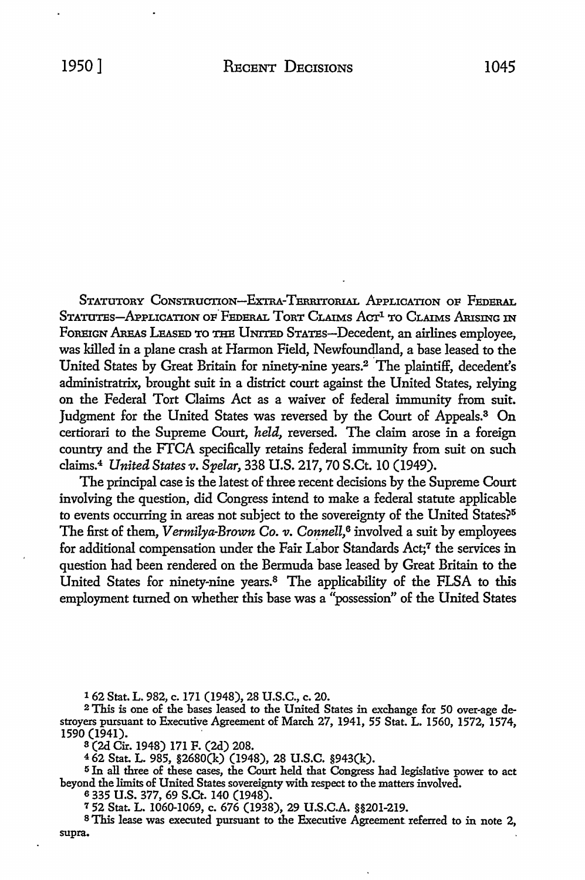STATUTORY CONSTRUCTION—EXTRA-TERRITORIAL APPLICATION OF FEDERAL STATUTES—APPLICATION OF FEDERAL TORT CLAIMS ACT[1] TO CLAIMS ARISING IN FOREIGN AREAS LEASED TO THE UNITED STATES—Decedent, an airlines employee, was killed in a plane crash at Harmon Field, Newfoundland, a base leased to the United States by Great Britain for ninety-nine years.[2] The plaintiff, decedent's administratrix, brought suit in a district court against the United States, relying on the Federal Tort Claims Act as a waiver of federal immunity from suit. Judgment for the United States was reversed by the Court of Appeals.[3] On certiorari to the Supreme Court, *held*, reversed. The claim arose in a foreign country and the FTCA specifically retains federal immunity from suit on such claims.[4] *United States v. Spelar*, 338 U.S. 217, 70 S.Ct. 10 (1949).

The principal case is the latest of three recent decisions by the Supreme Court involving the question, did Congress intend to make a federal statute applicable to events occurring in areas not subject to the sovereignty of the United States?[5] The first of them, *Vermilya-Brown Co. v. Connell*,[6] involved a suit by employees for additional compensation under the Fair Labor Standards Act;[7] the services in question had been rendered on the Bermuda base leased by Great Britain to the United States for ninety-nine years.[8] The applicability of the FLSA to this employment turned on whether this base was a "possession" of the United States

[1] 62 Stat. L. 982, c. 171 (1948), 28 U.S.C., c. 20.

[2] This is one of the bases leased to the United States in exchange for 50 over-age destroyers pursuant to Executive Agreement of March 27, 1941, 55 Stat. L. 1560, 1572, 1574, 1590 (1941).

[3] (2d Cir. 1948) 171 F. (2d) 208.

[4] 62 Stat. L. 985, §2680(k) (1948), 28 U.S.C. §943(k).

[5] In all three of these cases, the Court held that Congress had legislative power to act beyond the limits of United States sovereignty with respect to the matters involved.

[6] 335 U.S. 377, 69 S.Ct. 140 (1948).

[7] 52 Stat. L. 1060-1069, c. 676 (1938), 29 U.S.C.A. §§201-219.

[8] This lease was executed pursuant to the Executive Agreement referred to in note 2, supra.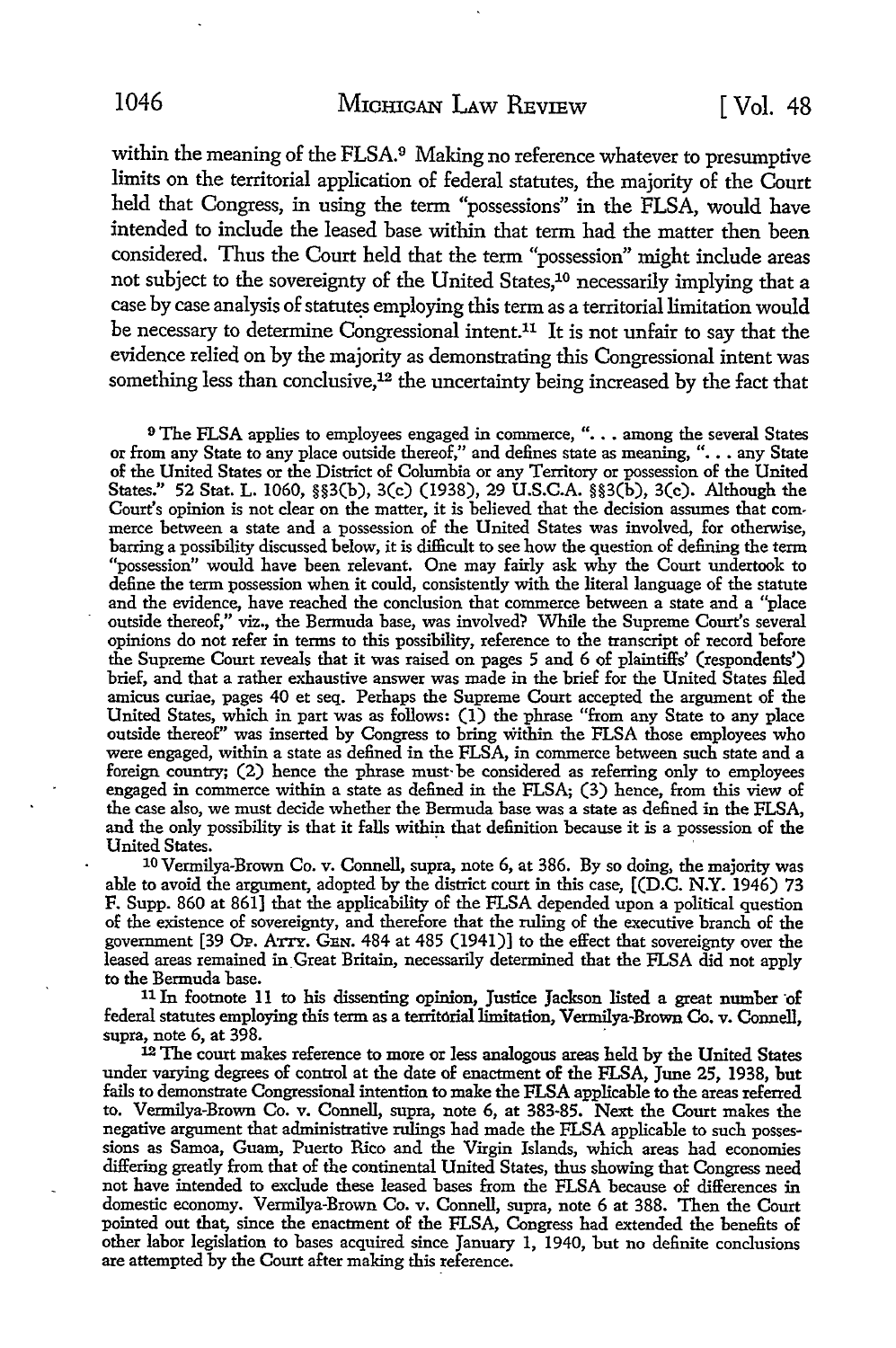within the meaning of the FLSA.[9] Making no reference whatever to presumptive limits on the territorial application of federal statutes, the majority of the Court held that Congress, in using the term "possessions" in the FLSA, would have intended to include the leased base within that term had the matter then been considered. Thus the Court held that the term "possession" might include areas not subject to the sovereignty of the United States,[10] necessarily implying that a case by case analysis of statutes employing this term as a territorial limitation would be necessary to determine Congressional intent.[11] It is not unfair to say that the evidence relied on by the majority as demonstrating this Congressional intent was something less than conclusive,[12] the uncertainty being increased by the fact that

[9] The FLSA applies to employees engaged in commerce, ". . . among the several States or from any State to any place outside thereof," and defines state as meaning, ". . . any State of the United States or the District of Columbia or any Territory or possession of the United States." 52 Stat. L. 1060, §§3(b), 3(c) (1938), 29 U.S.C.A. §§3(b), 3(c). Although the Court's opinion is not clear on the matter, it is believed that the decision assumes that commerce between a state and a possession of the United States was involved, for otherwise, barring a possibility discussed below, it is difficult to see how the question of defining the term "possession" would have been relevant. One may fairly ask why the Court undertook to define the term possession when it could, consistently with the literal language of the statute and the evidence, have reached the conclusion that commerce between a state and a "place outside thereof," viz., the Bermuda base, was involved? While the Supreme Court's several opinions do not refer in terms to this possibility, reference to the transcript of record before the Supreme Court reveals that it was raised on pages 5 and 6 of plaintiffs' (respondents') brief, and that a rather exhaustive answer was made in the brief for the United States filed amicus curiae, pages 40 et seq. Perhaps the Supreme Court accepted the argument of the United States, which in part was as follows: (1) the phrase "from any State to any place outside thereof" was inserted by Congress to bring within the FLSA those employees who were engaged, within a state as defined in the FLSA, in commerce between such state and a foreign country; (2) hence the phrase must be considered as referring only to employees engaged in commerce within a state as defined in the FLSA; (3) hence, from this view of the case also, we must decide whether the Bermuda base was a state as defined in the FLSA, and the only possibility is that it falls within that definition because it is a possession of the United States.

[10] Vermilya-Brown Co. v. Connell, supra, note 6, at 386. By so doing, the majority was able to avoid the argument, adopted by the district court in this case, [(D.C. N.Y. 1946) 73 F. Supp. 860 at 861] that the applicability of the FLSA depended upon a political question of the existence of sovereignty, and therefore that the ruling of the executive branch of the government [39 Op. Atty. Gen. 484 at 485 (1941)] to the effect that sovereignty over the leased areas remained in Great Britain, necessarily determined that the FLSA did not apply to the Bermuda base.

[11] In footnote 11 to his dissenting opinion, Justice Jackson listed a great number of federal statutes employing this term as a territorial limitation, Vermilya-Brown Co. v. Connell, supra, note 6, at 398.

[12] The court makes reference to more or less analogous areas held by the United States under varying degrees of control at the date of enactment of the FLSA, June 25, 1938, but fails to demonstrate Congressional intention to make the FLSA applicable to the areas referred to. Vermilya-Brown Co. v. Connell, supra, note 6, at 383-85. Next the Court makes the negative argument that administrative rulings had made the FLSA applicable to such possessions as Samoa, Guam, Puerto Rico and the Virgin Islands, which areas had economies differing greatly from that of the continental United States, thus showing that Congress need not have intended to exclude these leased bases from the FLSA because of differences in domestic economy. Vermilya-Brown Co. v. Connell, supra, note 6 at 388. Then the Court pointed out that, since the enactment of the FLSA, Congress had extended the benefits of other labor legislation to bases acquired since January 1, 1940, but no definite conclusions are attempted by the Court after making this reference.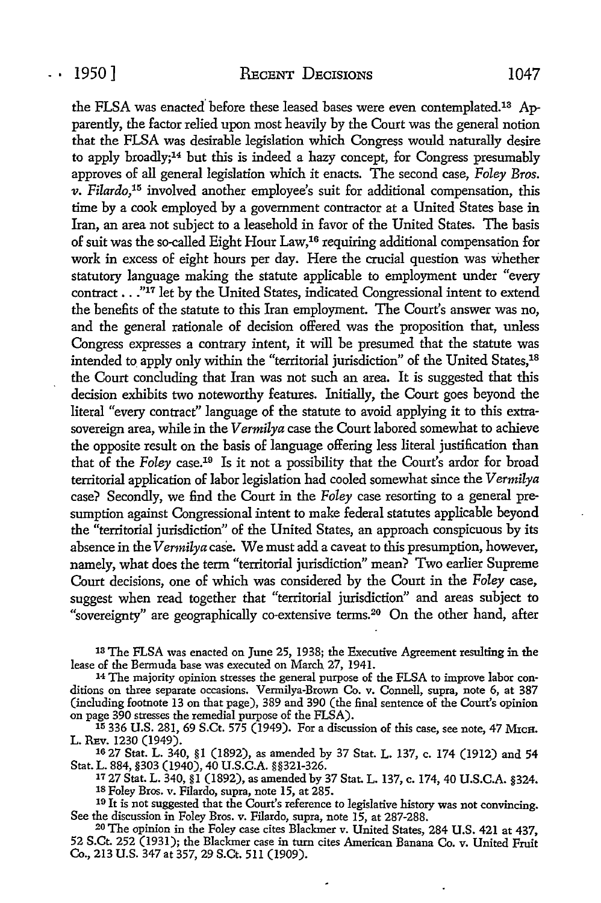the FLSA was enacted before these leased bases were even contemplated.[13] Apparently, the factor relied upon most heavily by the Court was the general notion that the FLSA was desirable legislation which Congress would naturally desire to apply broadly;[14] but this is indeed a hazy concept, for Congress presumably approves of all general legislation which it enacts. The second case, *Foley Bros. v. Filardo*,[15] involved another employee's suit for additional compensation, this time by a cook employed by a government contractor at a United States base in Iran, an area not subject to a leasehold in favor of the United States. The basis of suit was the so-called Eight Hour Law,[16] requiring additional compensation for work in excess of eight hours per day. Here the crucial question was whether statutory language making the statute applicable to employment under "every contract . . ."[17] let by the United States, indicated Congressional intent to extend the benefits of the statute to this Iran employment. The Court's answer was no, and the general rationale of decision offered was the proposition that, unless Congress expresses a contrary intent, it will be presumed that the statute was intended to apply only within the "territorial jurisdiction" of the United States,[18] the Court concluding that Iran was not such an area. It is suggested that this decision exhibits two noteworthy features. Initially, the Court goes beyond the literal "every contract" language of the statute to avoid applying it to this extra-sovereign area, while in the *Vermilya* case the Court labored somewhat to achieve the opposite result on the basis of language offering less literal justification than that of the *Foley* case.[19] Is it not a possibility that the Court's ardor for broad territorial application of labor legislation had cooled somewhat since the *Vermilya* case? Secondly, we find the Court in the *Foley* case resorting to a general presumption against Congressional intent to make federal statutes applicable beyond the "territorial jurisdiction" of the United States, an approach conspicuous by its absence in the *Vermilya* case. We must add a caveat to this presumption, however, namely, what does the term "territorial jurisdiction" mean? Two earlier Supreme Court decisions, one of which was considered by the Court in the *Foley* case, suggest when read together that "territorial jurisdiction" and areas subject to "sovereignty" are geographically co-extensive terms.[20] On the other hand, after

---

[13] The FLSA was enacted on June 25, 1938; the Executive Agreement resulting in the lease of the Bermuda base was executed on March 27, 1941.

[14] The majority opinion stresses the general purpose of the FLSA to improve labor conditions on three separate occasions. Vermilya-Brown Co. v. Connell, supra, note 6, at 387 (including footnote 13 on that page), 389 and 390 (the final sentence of the Court's opinion on page 390 stresses the remedial purpose of the FLSA).

[15] 336 U.S. 281, 69 S.Ct. 575 (1949). For a discussion of this case, see note, 47 MICH. L. REV. 1230 (1949).

[16] 27 Stat. L. 340, §1 (1892), as amended by 37 Stat. L. 137, c. 174 (1912) and 54 Stat. L. 884, §303 (1940), 40 U.S.C.A. §§321-326.

[17] 27 Stat. L. 340, §1 (1892), as amended by 37 Stat. L. 137, c. 174, 40 U.S.C.A. §324.

[18] Foley Bros. v. Filardo, supra, note 15, at 285.

[19] It is not suggested that the Court's reference to legislative history was not convincing. See the discussion in Foley Bros. v. Filardo, supra, note 15, at 287-288.

[20] The opinion in the Foley case cites Blackmer v. United States, 284 U.S. 421 at 437, 52 S.Ct. 252 (1931); the Blackmer case in turn cites American Banana Co. v. United Fruit Co., 213 U.S. 347 at 357, 29 S.Ct. 511 (1909).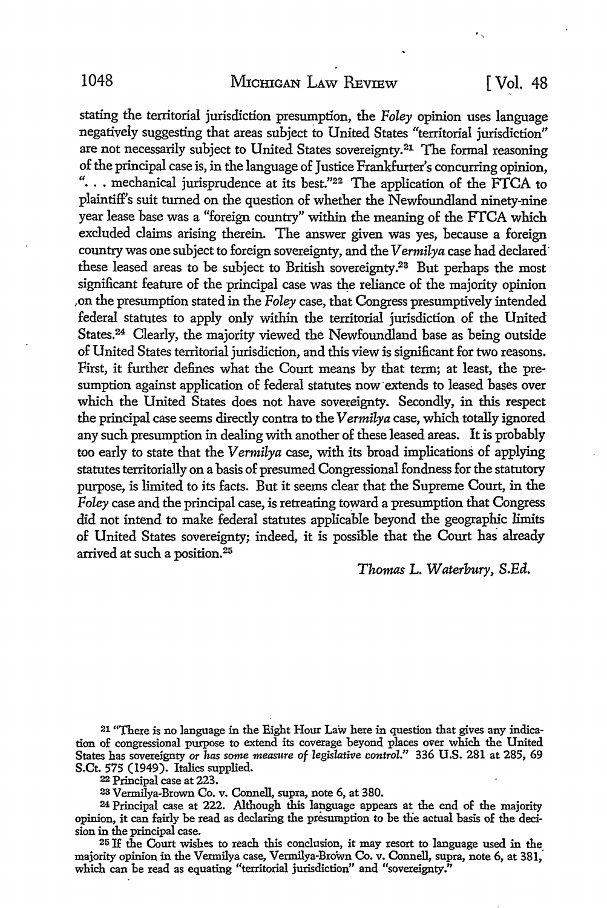stating the territorial jurisdiction presumption, the *Foley* opinion uses language negatively suggesting that areas subject to United States "territorial jurisdiction" are not necessarily subject to United States sovereignty.[21] The formal reasoning of the principal case is, in the language of Justice Frankfurter's concurring opinion, ". . . mechanical jurisprudence at its best."[22] The application of the FTCA to plaintiff's suit turned on the question of whether the Newfoundland ninety-nine year lease base was a "foreign country" within the meaning of the FTCA which excluded claims arising therein. The answer given was yes, because a foreign country was one subject to foreign sovereignty, and the *Vermilya* case had declared these leased areas to be subject to British sovereignty.[23] But perhaps the most significant feature of the principal case was the reliance of the majority opinion on the presumption stated in the *Foley* case, that Congress presumptively intended federal statutes to apply only within the territorial jurisdiction of the United States.[24] Clearly, the majority viewed the Newfoundland base as being outside of United States territorial jurisdiction, and this view is significant for two reasons. First, it further defines what the Court means by that term; at least, the presumption against application of federal statutes now extends to leased bases over which the United States does not have sovereignty. Secondly, in this respect the principal case seems directly contra to the *Vermilya* case, which totally ignored any such presumption in dealing with another of these leased areas. It is probably too early to state that the *Vermilya* case, with its broad implications of applying statutes territorially on a basis of presumed Congressional fondness for the statutory purpose, is limited to its facts. But it seems clear that the Supreme Court, in the *Foley* case and the principal case, is retreating toward a presumption that Congress did not intend to make federal statutes applicable beyond the geographic limits of United States sovereignty; indeed, it is possible that the Court has already arrived at such a position.[25]

*Thomas L. Waterbury, S.Ed.*

---

[21] "There is no language in the Eight Hour Law here in question that gives any indication of congressional purpose to extend its coverage beyond places over which the United States has sovereignty *or has some measure of legislative control.*" 336 U.S. 281 at 285, 69 S.Ct. 575 (1949). Italics supplied.

[22] Principal case at 223.

[23] Vermilya-Brown Co. v. Connell, supra, note 6, at 380.

[24] Principal case at 222. Although this language appears at the end of the majority opinion, it can fairly be read as declaring the presumption to be the actual basis of the decision in the principal case.

[25] If the Court wishes to reach this conclusion, it may resort to language used in the majority opinion in the Vermilya case, Vermilya-Brown Co. v. Connell, supra, note 6, at 381, which can be read as equating "territorial jurisdiction" and "sovereignty."